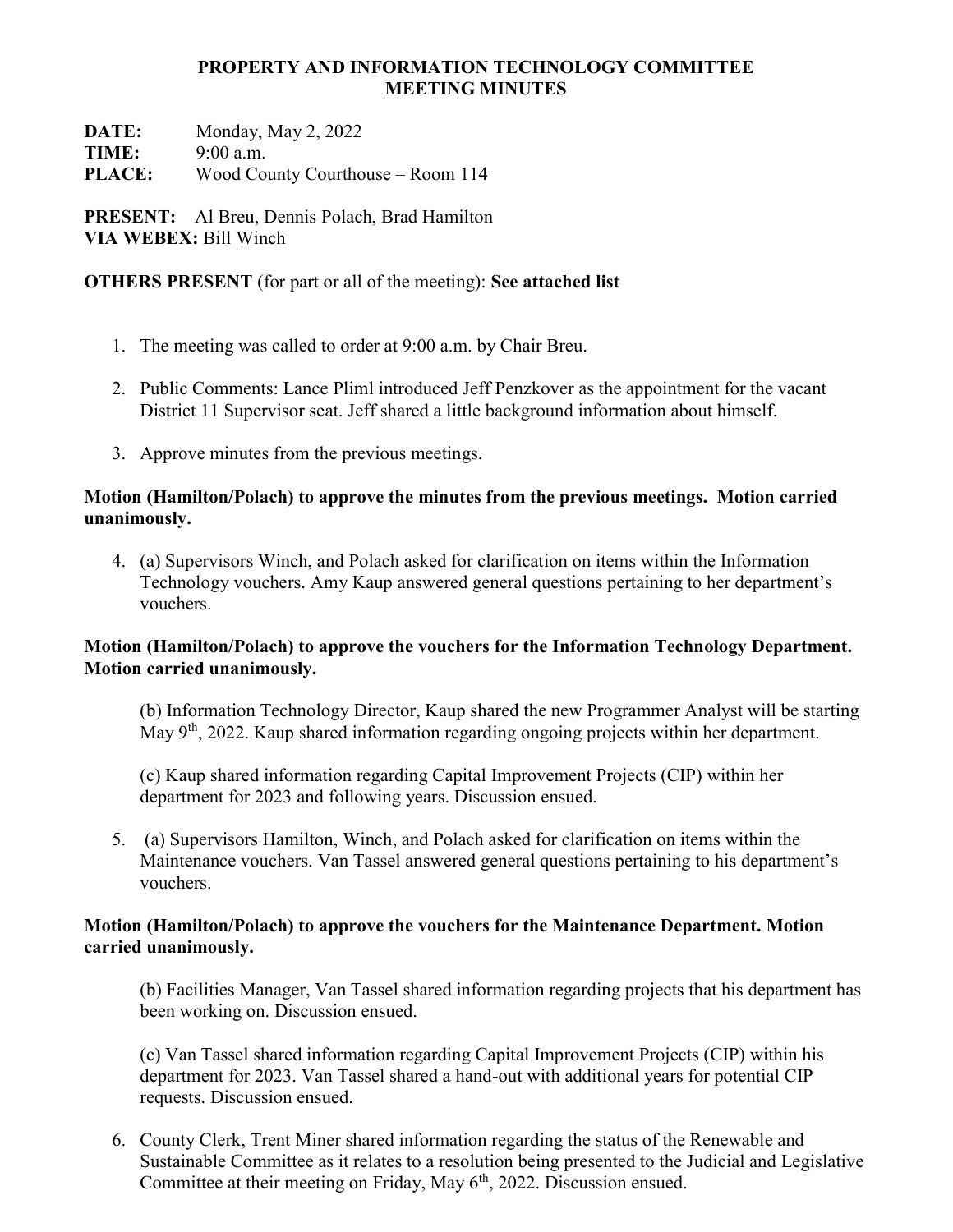# PROPERTY AND INFORMATION TECHNOLOGY COMMITTEE MEETING MINUTES

**DATE:** Monday, May 2, 2022
**TIME:** 9:00 a.m.
**PLACE:** Wood County Courthouse – Room 114

**PRESENT:** Al Breu, Dennis Polach, Brad Hamilton
**VIA WEBEX:** Bill Winch

**OTHERS PRESENT** (for part or all of the meeting): **See attached list**

1. The meeting was called to order at 9:00 a.m. by Chair Breu.

2. Public Comments: Lance Pliml introduced Jeff Penzkover as the appointment for the vacant District 11 Supervisor seat. Jeff shared a little background information about himself.

3. Approve minutes from the previous meetings.

**Motion (Hamilton/Polach) to approve the minutes from the previous meetings. Motion carried unanimously.**

4. (a) Supervisors Winch, and Polach asked for clarification on items within the Information Technology vouchers. Amy Kaup answered general questions pertaining to her department's vouchers.

**Motion (Hamilton/Polach) to approve the vouchers for the Information Technology Department. Motion carried unanimously.**

   (b) Information Technology Director, Kaup shared the new Programmer Analyst will be starting May 9th, 2022. Kaup shared information regarding ongoing projects within her department.

   (c) Kaup shared information regarding Capital Improvement Projects (CIP) within her department for 2023 and following years. Discussion ensued.

5. (a) Supervisors Hamilton, Winch, and Polach asked for clarification on items within the Maintenance vouchers. Van Tassel answered general questions pertaining to his department's vouchers.

**Motion (Hamilton/Polach) to approve the vouchers for the Maintenance Department. Motion carried unanimously.**

   (b) Facilities Manager, Van Tassel shared information regarding projects that his department has been working on. Discussion ensued.

   (c) Van Tassel shared information regarding Capital Improvement Projects (CIP) within his department for 2023. Van Tassel shared a hand-out with additional years for potential CIP requests. Discussion ensued.

6. County Clerk, Trent Miner shared information regarding the status of the Renewable and Sustainable Committee as it relates to a resolution being presented to the Judicial and Legislative Committee at their meeting on Friday, May 6th, 2022. Discussion ensued.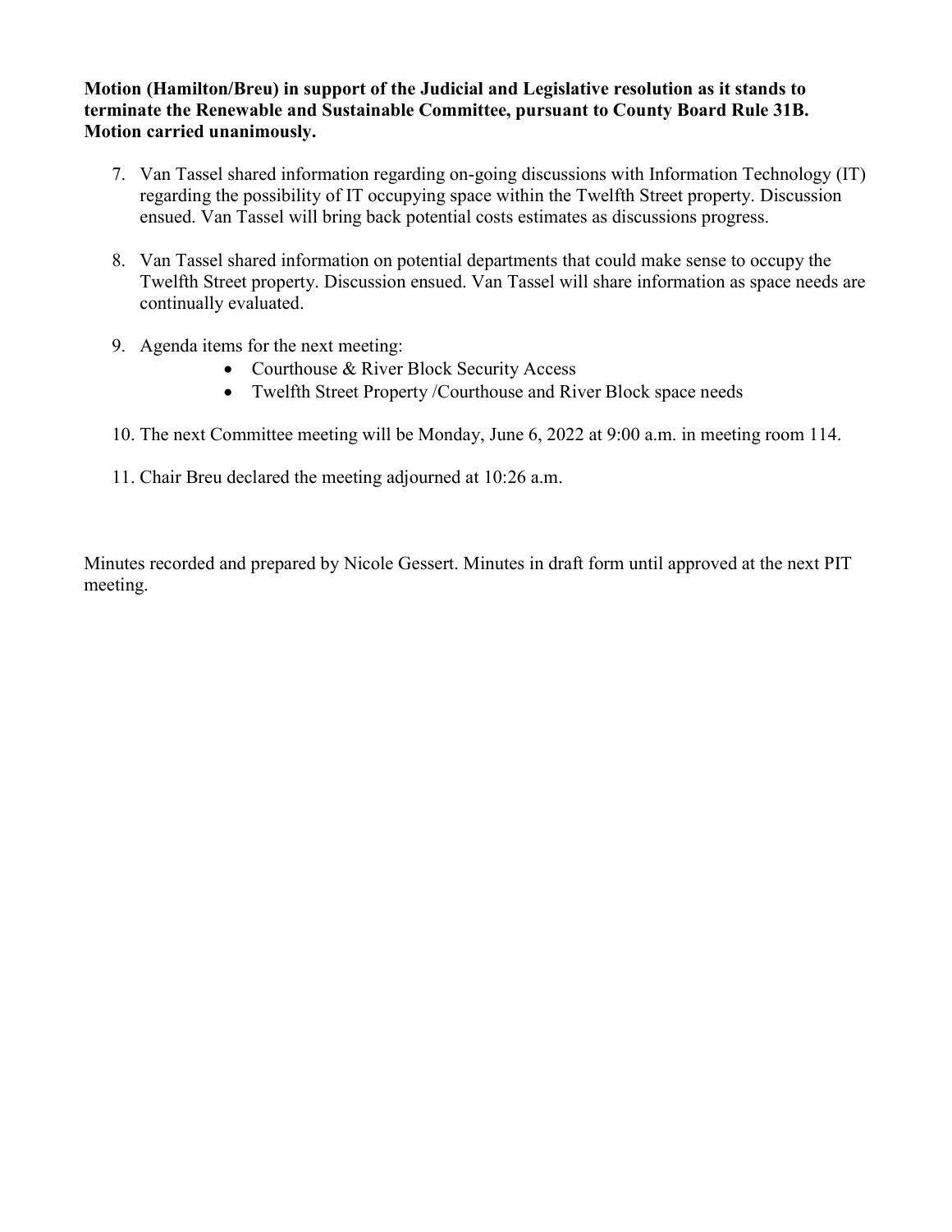**Motion (Hamilton/Breu) in support of the Judicial and Legislative resolution as it stands to terminate the Renewable and Sustainable Committee, pursuant to County Board Rule 31B. Motion carried unanimously.**

7. Van Tassel shared information regarding on-going discussions with Information Technology (IT) regarding the possibility of IT occupying space within the Twelfth Street property. Discussion ensued. Van Tassel will bring back potential costs estimates as discussions progress.

8. Van Tassel shared information on potential departments that could make sense to occupy the Twelfth Street property. Discussion ensued. Van Tassel will share information as space needs are continually evaluated.

9. Agenda items for the next meeting:
   - Courthouse & River Block Security Access
   - Twelfth Street Property /Courthouse and River Block space needs

10. The next Committee meeting will be Monday, June 6, 2022 at 9:00 a.m. in meeting room 114.

11. Chair Breu declared the meeting adjourned at 10:26 a.m.

Minutes recorded and prepared by Nicole Gessert. Minutes in draft form until approved at the next PIT meeting.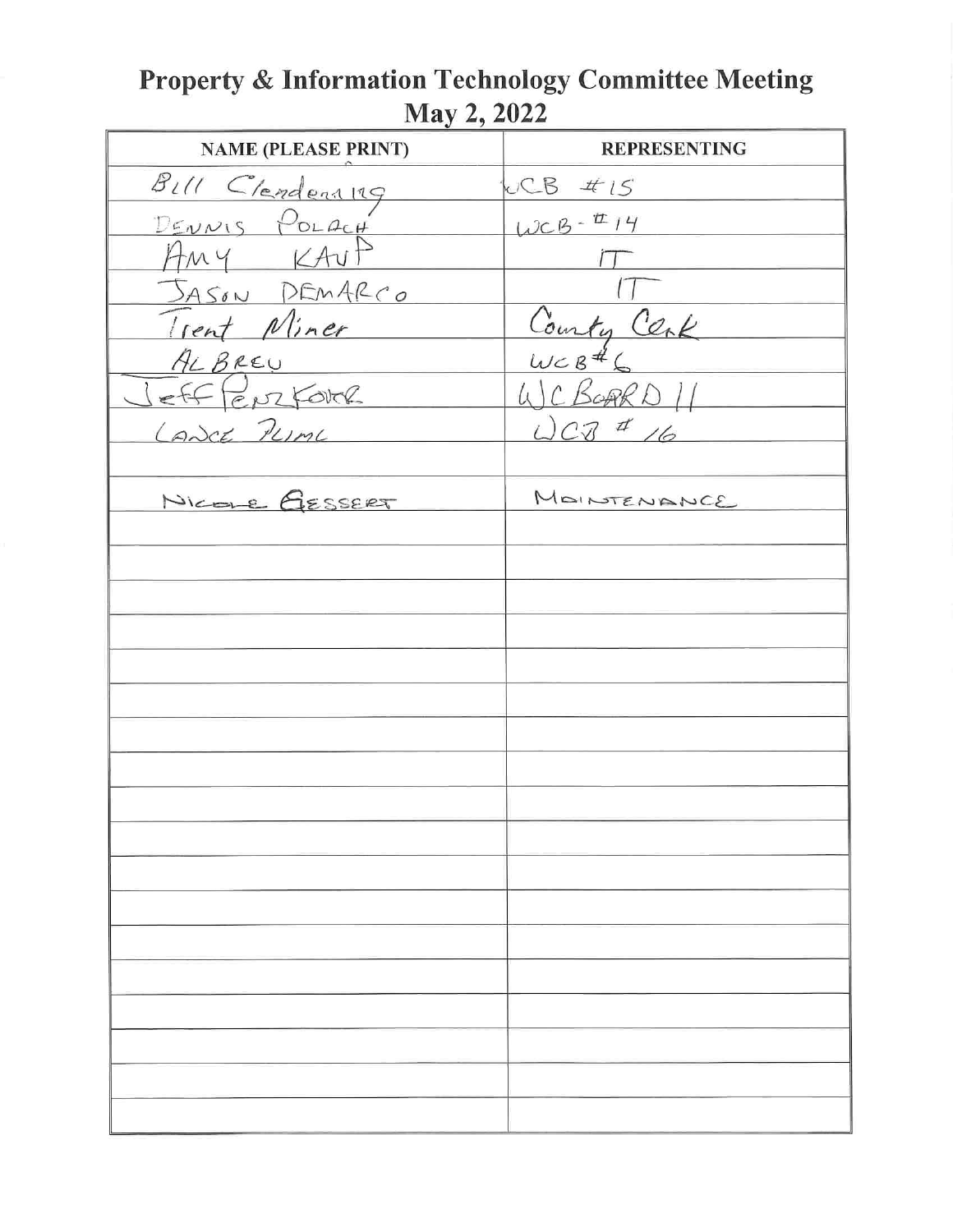# Property & Information Technology Committee Meeting
## May 2, 2022

| NAME (PLEASE PRINT) | REPRESENTING |
| --- | --- |
| Bill Clendenning | WCB #15 |
| DENNIS POLACH | WCB-#14 |
| AMY KAUP | IT |
| JASON DEMARCO | IT |
| Trent Miner | County Clerk |
| AL BREU | WCB #6 |
| Jeff Penzkover | WC BOARD 11 |
| LANCE PLIML | WCB #16 |
| | |
| NICOLE GESSERT | MAINTENANCE |
| | |
| | |
| | |
| | |
| | |
| | |
| | |
| | |
| | |
| | |
| | |
| | |
| | |
| | |
| | |
| | |
| | |